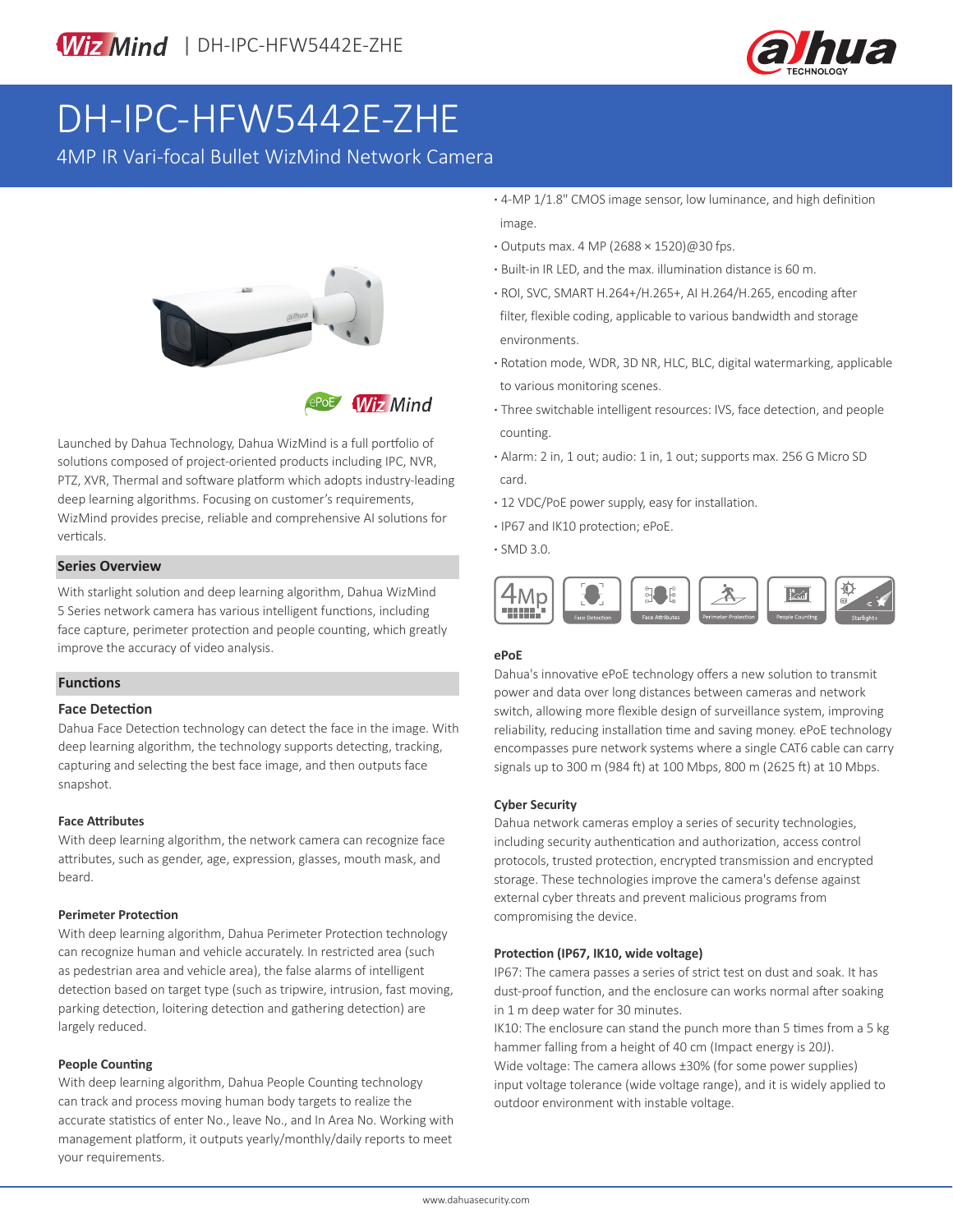# DH-IPC-HFW5442E-ZHE

4MP IR Vari-focal Bullet WizMind Network Camera

- 4-MP 1/1.8" CMOS image sensor, low luminance, and high definition image.
- Outputs max. 4 MP (2688 × 1520)@30 fps.
- Built-in IR LED, and the max. illumination distance is 60 m.
- ROI, SVC, SMART H.264+/H.265+, AI H.264/H.265, encoding after filter, flexible coding, applicable to various bandwidth and storage environments.
- Rotation mode, WDR, 3D NR, HLC, BLC, digital watermarking, applicable to various monitoring scenes.
- Three switchable intelligent resources: IVS, face detection, and people counting.
- Alarm: 2 in, 1 out; audio: 1 in, 1 out; supports max. 256 G Micro SD card.
- 12 VDC/PoE power supply, easy for installation.
- IP67 and IK10 protection; ePoE.
- SMD 3.0.

Launched by Dahua Technology, Dahua WizMind is a full portfolio of solutions composed of project-oriented products including IPC, NVR, PTZ, XVR, Thermal and software platform which adopts industry-leading deep learning algorithms. Focusing on customer's requirements, WizMind provides precise, reliable and comprehensive AI solutions for verticals.

## Series Overview

With starlight solution and deep learning algorithm, Dahua WizMind 5 Series network camera has various intelligent functions, including face capture, perimeter protection and people counting, which greatly improve the accuracy of video analysis.

## Functions

### Face Detection

Dahua Face Detection technology can detect the face in the image. With deep learning algorithm, the technology supports detecting, tracking, capturing and selecting the best face image, and then outputs face snapshot.

### Face Attributes

With deep learning algorithm, the network camera can recognize face attributes, such as gender, age, expression, glasses, mouth mask, and beard.

### Perimeter Protection

With deep learning algorithm, Dahua Perimeter Protection technology can recognize human and vehicle accurately. In restricted area (such as pedestrian area and vehicle area), the false alarms of intelligent detection based on target type (such as tripwire, intrusion, fast moving, parking detection, loitering detection and gathering detection) are largely reduced.

### People Counting

With deep learning algorithm, Dahua People Counting technology can track and process moving human body targets to realize the accurate statistics of enter No., leave No., and In Area No. Working with management platform, it outputs yearly/monthly/daily reports to meet your requirements.

### ePoE

Dahua's innovative ePoE technology offers a new solution to transmit power and data over long distances between cameras and network switch, allowing more flexible design of surveillance system, improving reliability, reducing installation time and saving money. ePoE technology encompasses pure network systems where a single CAT6 cable can carry signals up to 300 m (984 ft) at 100 Mbps, 800 m (2625 ft) at 10 Mbps.

### Cyber Security

Dahua network cameras employ a series of security technologies, including security authentication and authorization, access control protocols, trusted protection, encrypted transmission and encrypted storage. These technologies improve the camera's defense against external cyber threats and prevent malicious programs from compromising the device.

### Protection (IP67, IK10, wide voltage)

IP67: The camera passes a series of strict test on dust and soak. It has dust-proof function, and the enclosure can works normal after soaking in 1 m deep water for 30 minutes.

IK10: The enclosure can stand the punch more than 5 times from a 5 kg hammer falling from a height of 40 cm (Impact energy is 20J).

Wide voltage: The camera allows ±30% (for some power supplies) input voltage tolerance (wide voltage range), and it is widely applied to outdoor environment with instable voltage.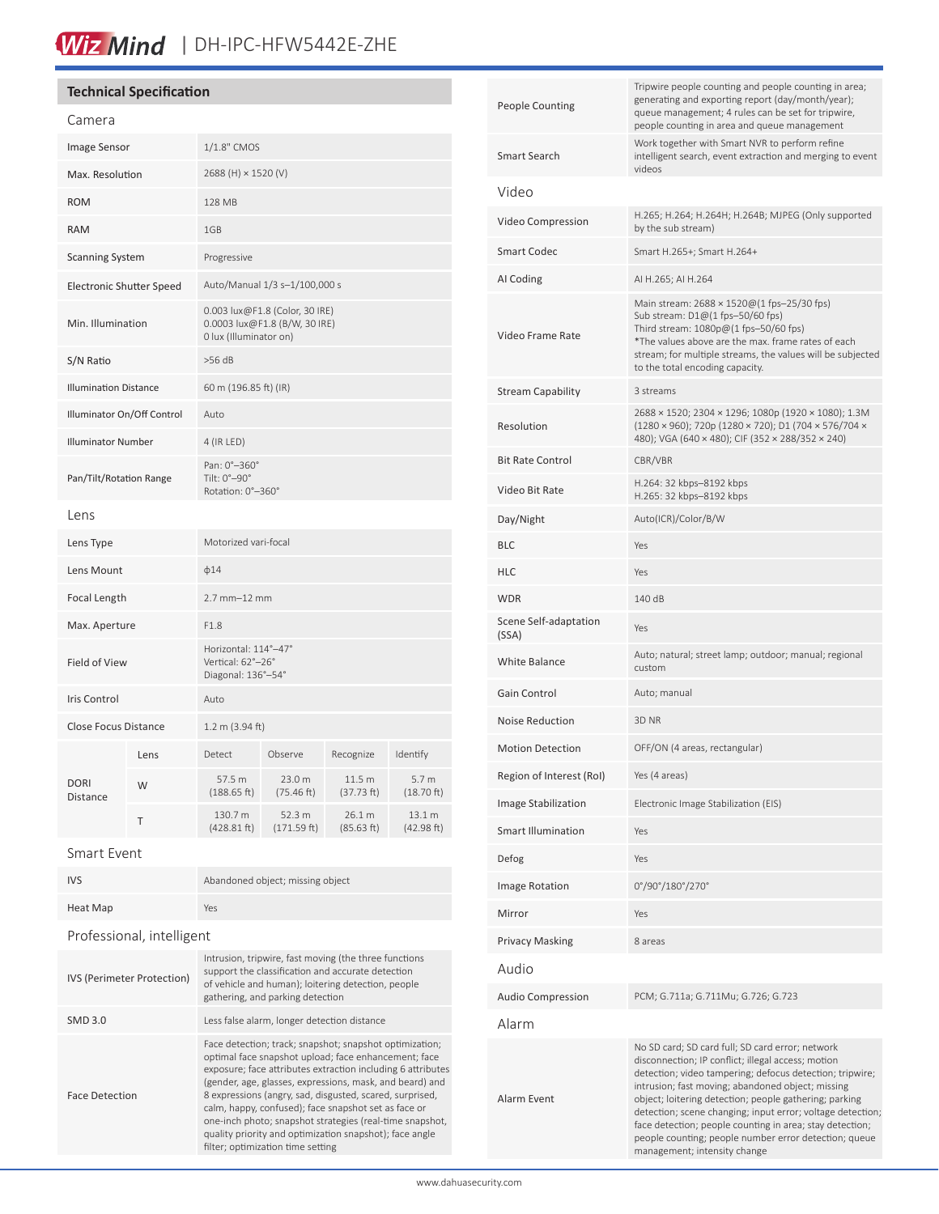# WizMind | DH-IPC-HFW5442E-ZHE

## Technical Specification

### Camera

| | |
|---|---|
| Image Sensor | 1/1.8" CMOS |
| Max. Resolution | 2688 (H) × 1520 (V) |
| ROM | 128 MB |
| RAM | 1GB |
| Scanning System | Progressive |
| Electronic Shutter Speed | Auto/Manual 1/3 s–1/100,000 s |
| Min. Illumination | 0.003 lux@F1.8 (Color, 30 IRE)<br>0.0003 lux@F1.8 (B/W, 30 IRE)<br>0 lux (Illuminator on) |
| S/N Ratio | >56 dB |
| Illumination Distance | 60 m (196.85 ft) (IR) |
| Illuminator On/Off Control | Auto |
| Illuminator Number | 4 (IR LED) |
| Pan/Tilt/Rotation Range | Pan: 0°–360°<br>Tilt: 0°–90°<br>Rotation: 0°–360° |

### Lens

| | | | | | |
|---|---|---|---|---|---|
| Lens Type | Motorized vari-focal | | | | |
| Lens Mount | ϕ14 | | | | |
| Focal Length | 2.7 mm–12 mm | | | | |
| Max. Aperture | F1.8 | | | | |
| Field of View | Horizontal: 114°–47°<br>Vertical: 62°–26°<br>Diagonal: 136°–54° | | | | |
| Iris Control | Auto | | | | |
| Close Focus Distance | 1.2 m (3.94 ft) | | | | |
| DORI Distance | Lens | Detect | Observe | Recognize | Identify |
| | W | 57.5 m (188.65 ft) | 23.0 m (75.46 ft) | 11.5 m (37.73 ft) | 5.7 m (18.70 ft) |
| | T | 130.7 m (428.81 ft) | 52.3 m (171.59 ft) | 26.1 m (85.63 ft) | 13.1 m (42.98 ft) |

### Smart Event

| | |
|---|---|
| IVS | Abandoned object; missing object |
| Heat Map | Yes |

### Professional, intelligent

| | |
|---|---|
| IVS (Perimeter Protection) | Intrusion, tripwire, fast moving (the three functions support the classification and accurate detection of vehicle and human); loitering detection, people gathering, and parking detection |
| SMD 3.0 | Less false alarm, longer detection distance |
| Face Detection | Face detection; track; snapshot; snapshot optimization; optimal face snapshot upload; face enhancement; face exposure; face attributes extraction including 6 attributes (gender, age, glasses, expressions, mask, and beard) and 8 expressions (angry, sad, disgusted, scared, surprised, calm, happy, confused); face snapshot set as face or one-inch photo; snapshot strategies (real-time snapshot, quality priority and optimization snapshot); face angle filter; optimization time setting |
| People Counting | Tripwire people counting and people counting in area; generating and exporting report (day/month/year); queue management; 4 rules can be set for tripwire, people counting in area and queue management |
| Smart Search | Work together with Smart NVR to perform refine intelligent search, event extraction and merging to event videos |

### Video

| | |
|---|---|
| Video Compression | H.265; H.264; H.264H; H.264B; MJPEG (Only supported by the sub stream) |
| Smart Codec | Smart H.265+; Smart H.264+ |
| AI Coding | AI H.265; AI H.264 |
| Video Frame Rate | Main stream: 2688 × 1520@(1 fps–25/30 fps)<br>Sub stream: D1@(1 fps–50/60 fps)<br>Third stream: 1080p@(1 fps–50/60 fps)<br>*The values above are the max. frame rates of each stream; for multiple streams, the values will be subjected to the total encoding capacity. |
| Stream Capability | 3 streams |
| Resolution | 2688 × 1520; 2304 × 1296; 1080p (1920 × 1080); 1.3M (1280 × 960); 720p (1280 × 720); D1 (704 × 576/704 × 480); VGA (640 × 480); CIF (352 × 288/352 × 240) |
| Bit Rate Control | CBR/VBR |
| Video Bit Rate | H.264: 32 kbps–8192 kbps<br>H.265: 32 kbps–8192 kbps |
| Day/Night | Auto(ICR)/Color/B/W |
| BLC | Yes |
| HLC | Yes |
| WDR | 140 dB |
| Scene Self-adaptation (SSA) | Yes |
| White Balance | Auto; natural; street lamp; outdoor; manual; regional custom |
| Gain Control | Auto; manual |
| Noise Reduction | 3D NR |
| Motion Detection | OFF/ON (4 areas, rectangular) |
| Region of Interest (RoI) | Yes (4 areas) |
| Image Stabilization | Electronic Image Stabilization (EIS) |
| Smart Illumination | Yes |
| Defog | Yes |
| Image Rotation | 0°/90°/180°/270° |
| Mirror | Yes |
| Privacy Masking | 8 areas |

### Audio

| | |
|---|---|
| Audio Compression | PCM; G.711a; G.711Mu; G.726; G.723 |

### Alarm

| | |
|---|---|
| Alarm Event | No SD card; SD card full; SD card error; network disconnection; IP conflict; illegal access; motion detection; video tampering; defocus detection; tripwire; intrusion; fast moving; abandoned object; missing object; loitering detection; people gathering; parking detection; scene changing; input error; voltage detection; face detection; people counting in area; stay detection; people counting; people number error detection; queue management; intensity change |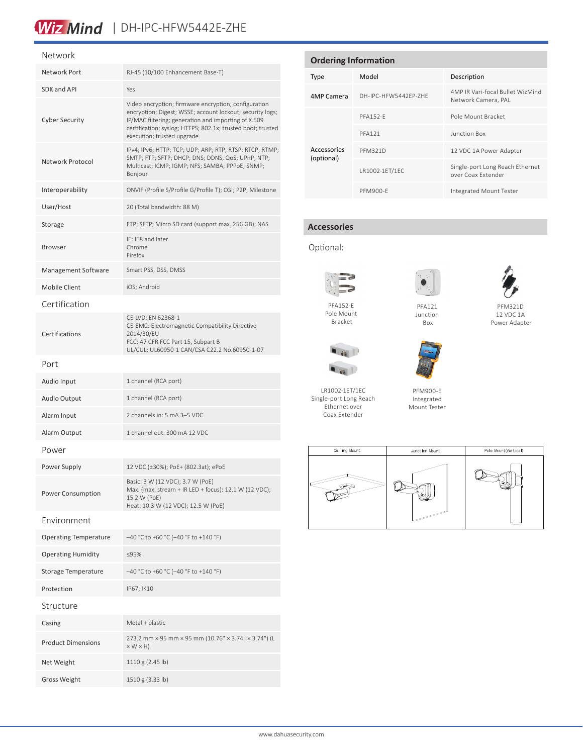## Network

| | |
|---|---|
| Network Port | RJ-45 (10/100 Enhancement Base-T) |
| SDK and API | Yes |
| Cyber Security | Video encryption; firmware encryption; configuration encryption; Digest; WSSE; account lockout; security logs; IP/MAC filtering; generation and importing of X.509 certification; syslog; HTTPS; 802.1x; trusted boot; trusted execution; trusted upgrade |
| Network Protocol | IPv4; IPv6; HTTP; TCP; UDP; ARP; RTP; RTSP; RTCP; RTMP; SMTP; FTP; SFTP; DHCP; DNS; DDNS; QoS; UPnP; NTP; Multicast; ICMP; IGMP; NFS; SAMBA; PPPoE; SNMP; Bonjour |
| Interoperability | ONVIF (Profile S/Profile G/Profile T); CGI; P2P; Milestone |
| User/Host | 20 (Total bandwidth: 88 M) |
| Storage | FTP; SFTP; Micro SD card (support max. 256 GB); NAS |
| Browser | IE: IE8 and later<br>Chrome<br>Firefox |
| Management Software | Smart PSS, DSS, DMSS |
| Mobile Client | iOS; Android |

## Certification

| | |
|---|---|
| Certifications | CE-LVD: EN 62368-1<br>CE-EMC: Electromagnetic Compatibility Directive 2014/30/EU<br>FCC: 47 CFR FCC Part 15, Subpart B<br>UL/CUL: UL60950-1 CAN/CSA C22.2 No.60950-1-07 |

## Port

| | |
|---|---|
| Audio Input | 1 channel (RCA port) |
| Audio Output | 1 channel (RCA port) |
| Alarm Input | 2 channels in: 5 mA 3–5 VDC |
| Alarm Output | 1 channel out: 300 mA 12 VDC |

## Power

| | |
|---|---|
| Power Supply | 12 VDC (±30%); PoE+ (802.3at); ePoE |
| Power Consumption | Basic: 3 W (12 VDC); 3.7 W (PoE)<br>Max. (max. stream + IR LED + focus): 12.1 W (12 VDC); 15.2 W (PoE)<br>Heat: 10.3 W (12 VDC); 12.5 W (PoE) |

## Environment

| | |
|---|---|
| Operating Temperature | –40 °C to +60 °C (–40 °F to +140 °F) |
| Operating Humidity | ≤95% |
| Storage Temperature | –40 °C to +60 °C (–40 °F to +140 °F) |
| Protection | IP67; IK10 |

## Structure

| | |
|---|---|
| Casing | Metal + plastic |
| Product Dimensions | 273.2 mm × 95 mm × 95 mm (10.76" × 3.74" × 3.74") (L × W × H) |
| Net Weight | 1110 g (2.45 lb) |
| Gross Weight | 1510 g (3.33 lb) |

## Ordering Information

| Type | Model | Description |
|---|---|---|
| 4MP Camera | DH-IPC-HFW5442EP-ZHE | 4MP IR Vari-focal Bullet WizMind Network Camera, PAL |
| Accessories (optional) | PFA152-E | Pole Mount Bracket |
| | PFA121 | Junction Box |
| | PFM321D | 12 VDC 1A Power Adapter |
| | LR1002-1ET/1EC | Single-port Long Reach Ethernet over Coax Extender |
| | PFM900-E | Integrated Mount Tester |

## Accessories

Optional:

PFA152-E Pole Mount Bracket

PFA121 Junction Box

PFM321D 12 VDC 1A Power Adapter

LR1002-1ET/1EC Single-port Long Reach Ethernet over Coax Extender

PFM900-E Integrated Mount Tester

| Ceiling Mount | Junction Mount | Pole Mount(Vertical) |
|---|---|---|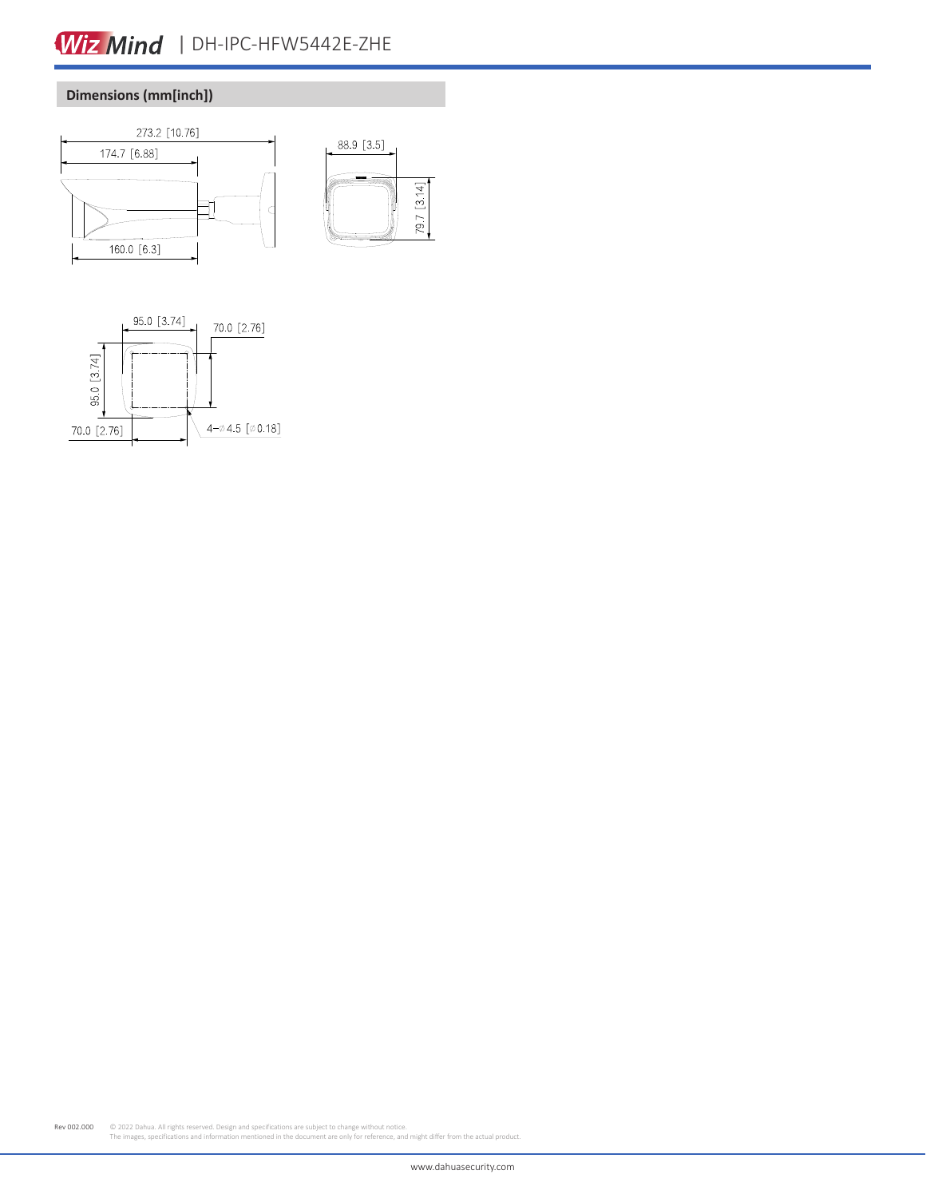## Dimensions (mm[inch])

273.2 [10.76]

174.7 [6.88]

160.0 [6.3]

88.9 [3.5]

79.7 [3.14]

95.0 [3.74]

70.0 [2.76]

95.0 [3.74]

70.0 [2.76]

4–⌀4.5 [⌀0.18]

Rev 002.000 © 2022 Dahua. All rights reserved. Design and specifications are subject to change without notice.
The images, specifications and information mentioned in the document are only for reference, and might differ from the actual product.

www.dahuasecurity.com